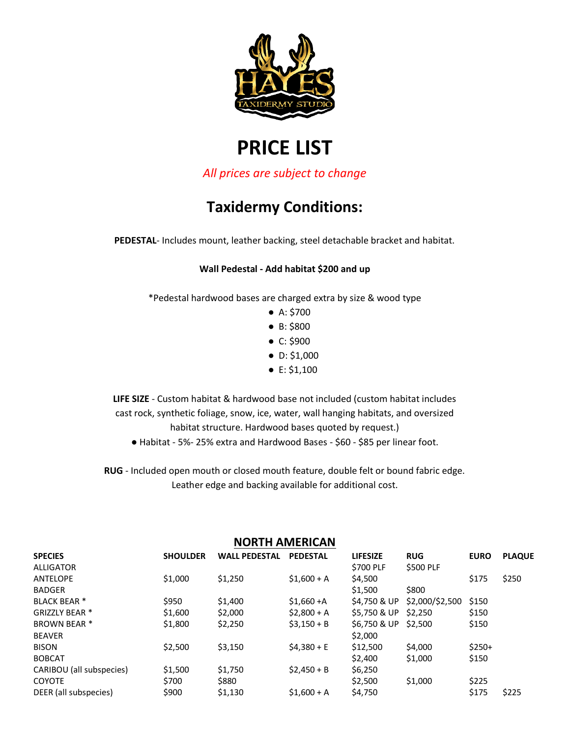# PRICE LIST

*All prices are subject to change*

## Taxidermy Conditions:

**PEDESTAL**- Includes mount, leather backing, steel detachable bracket and habitat.

**Wall Pedestal - Add habitat $200 and up**

*Pedestal hardwood bases are charged extra by size & wood type

- A: $700
- B: $800
- C: $900
- D: $1,000
- E: $1,100

**LIFE SIZE** - Custom habitat & hardwood base not included (custom habitat includes cast rock, synthetic foliage, snow, ice, water, wall hanging habitats, and oversized habitat structure. Hardwood bases quoted by request.)

- Habitat - 5%- 25% extra and Hardwood Bases - $60 - $85 per linear foot.

**RUG** - Included open mouth or closed mouth feature, double felt or bound fabric edge. Leather edge and backing available for additional cost.

## NORTH AMERICAN

| SPECIES | SHOULDER | WALL PEDESTAL | PEDESTAL | LIFESIZE | RUG | EURO | PLAQUE |
|---|---|---|---|---|---|---|---|
| ALLIGATOR | | | | $700 PLF | $500 PLF | | |
| ANTELOPE | $1,000 | $1,250 | $1,600 + A | $4,500 | | $175 | $250 |
| BADGER | | | | $1,500 | $800 | | |
| BLACK BEAR * | $950 | $1,400 | $1,660 +A | $4,750 & UP | $2,000/$2,500 | $150 | |
| GRIZZLY BEAR * | $1,600 | $2,000 | $2,800 + A | $5,750 & UP | $2,250 | $150 | |
| BROWN BEAR * | $1,800 | $2,250 | $3,150 + B | $6,750 & UP | $2,500 | $150 | |
| BEAVER | | | | $2,000 | | | |
| BISON | $2,500 | $3,150 | $4,380 + E | $12,500 | $4,000 | $250+ | |
| BOBCAT | | | | $2,400 | $1,000 | $150 | |
| CARIBOU (all subspecies) | $1,500 | $1,750 | $2,450 + B | $6,250 | | | |
| COYOTE | $700 | $880 | | $2,500 | $1,000 | $225 | |
| DEER (all subspecies) | $900 | $1,130 | $1,600 + A | $4,750 | | $175 | $225 |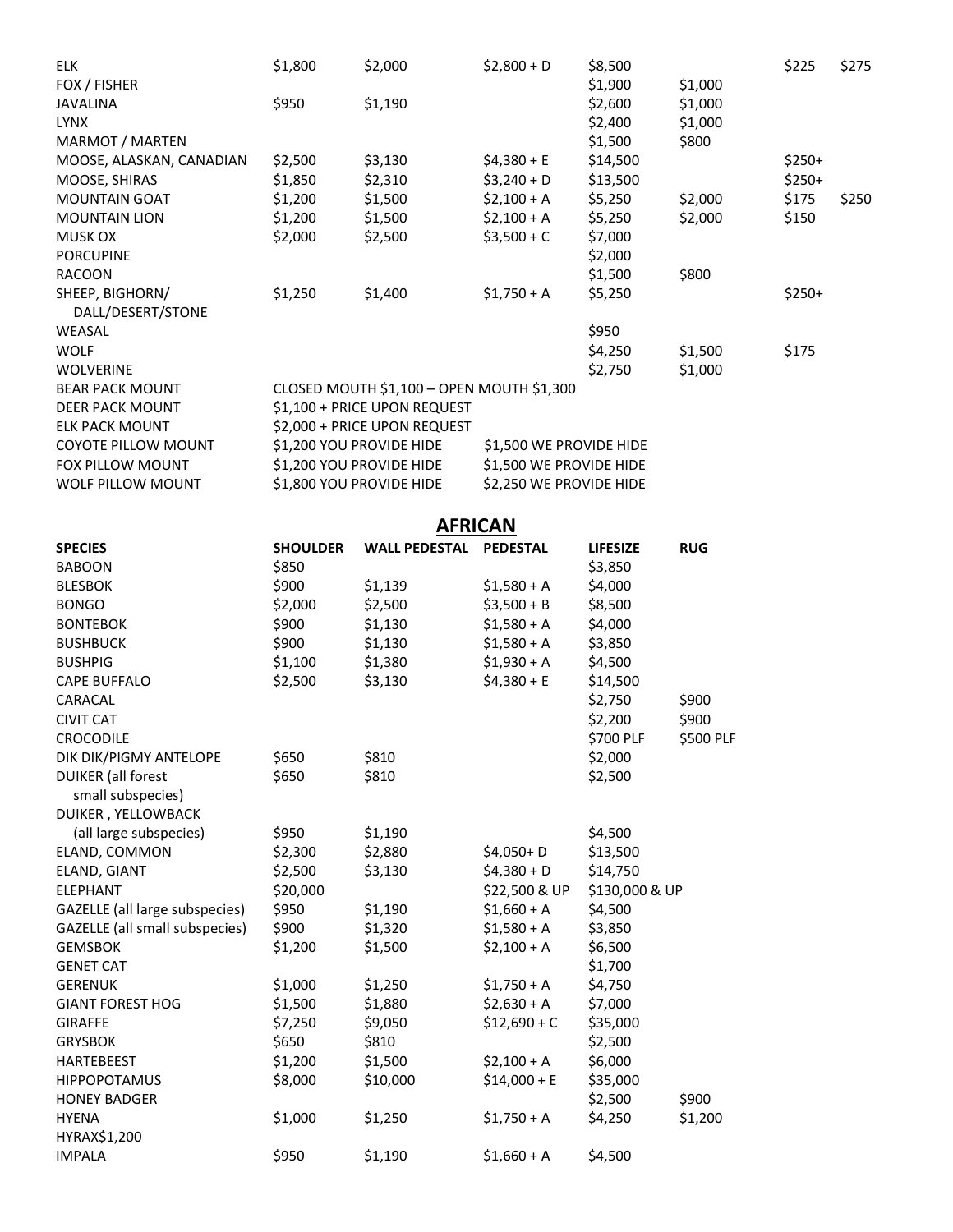| | | | | | | | |
|---|---|---|---|---|---|---|---|
| ELK | $1,800 | $2,000 | $2,800 + D | $8,500 | | $225 | $275 |
| FOX / FISHER | | | | $1,900 | $1,000 | | |
| JAVALINA | $950 | $1,190 | | $2,600 | $1,000 | | |
| LYNX | | | | $2,400 | $1,000 | | |
| MARMOT / MARTEN | | | | $1,500 | $800 | | |
| MOOSE, ALASKAN, CANADIAN | $2,500 | $3,130 | $4,380 + E | $14,500 | | $250+ | |
| MOOSE, SHIRAS | $1,850 | $2,310 | $3,240 + D | $13,500 | | $250+ | |
| MOUNTAIN GOAT | $1,200 | $1,500 | $2,100 + A | $5,250 | $2,000 | $175 | $250 |
| MOUNTAIN LION | $1,200 | $1,500 | $2,100 + A | $5,250 | $2,000 | $150 | |
| MUSK OX | $2,000 | $2,500 | $3,500 + C | $7,000 | | | |
| PORCUPINE | | | | $2,000 | | | |
| RACOON | | | | $1,500 | $800 | | |
| SHEEP, BIGHORN/ DALL/DESERT/STONE | $1,250 | $1,400 | $1,750 + A | $5,250 | | $250+ | |
| WEASAL | | | | $950 | | | |
| WOLF | | | | $4,250 | $1,500 | $175 | |
| WOLVERINE | | | | $2,750 | $1,000 | | |
| BEAR PACK MOUNT | CLOSED MOUTH $1,100 – OPEN MOUTH $1,300 | | | | | | |
| DEER PACK MOUNT | $1,100 + PRICE UPON REQUEST | | | | | | |
| ELK PACK MOUNT | $2,000 + PRICE UPON REQUEST | | | | | | |
| COYOTE PILLOW MOUNT | $1,200 YOU PROVIDE HIDE | | $1,500 WE PROVIDE HIDE | | | | |
| FOX PILLOW MOUNT | $1,200 YOU PROVIDE HIDE | | $1,500 WE PROVIDE HIDE | | | | |
| WOLF PILLOW MOUNT | $1,800 YOU PROVIDE HIDE | | $2,250 WE PROVIDE HIDE | | | | |

## AFRICAN

| SPECIES | SHOULDER | WALL PEDESTAL | PEDESTAL | LIFESIZE | RUG |
|---|---|---|---|---|---|
| BABOON | $850 | | | $3,850 | |
| BLESBOK | $900 | $1,139 | $1,580 + A | $4,000 | |
| BONGO | $2,000 | $2,500 | $3,500 + B | $8,500 | |
| BONTEBOK | $900 | $1,130 | $1,580 + A | $4,000 | |
| BUSHBUCK | $900 | $1,130 | $1,580 + A | $3,850 | |
| BUSHPIG | $1,100 | $1,380 | $1,930 + A | $4,500 | |
| CAPE BUFFALO | $2,500 | $3,130 | $4,380 + E | $14,500 | |
| CARACAL | | | | $2,750 | $900 |
| CIVIT CAT | | | | $2,200 | $900 |
| CROCODILE | | | | $700 PLF | $500 PLF |
| DIK DIK/PIGMY ANTELOPE | $650 | $810 | | $2,000 | |
| DUIKER (all forest small subspecies) | $650 | $810 | | $2,500 | |
| DUIKER , YELLOWBACK (all large subspecies) | $950 | $1,190 | | $4,500 | |
| ELAND, COMMON | $2,300 | $2,880 | $4,050+ D | $13,500 | |
| ELAND, GIANT | $2,500 | $3,130 | $4,380 + D | $14,750 | |
| ELEPHANT | $20,000 | | $22,500 & UP | $130,000 & UP | |
| GAZELLE (all large subspecies) | $950 | $1,190 | $1,660 + A | $4,500 | |
| GAZELLE (all small subspecies) | $900 | $1,320 | $1,580 + A | $3,850 | |
| GEMSBOK | $1,200 | $1,500 | $2,100 + A | $6,500 | |
| GENET CAT | | | | $1,700 | |
| GERENUK | $1,000 | $1,250 | $1,750 + A | $4,750 | |
| GIANT FOREST HOG | $1,500 | $1,880 | $2,630 + A | $7,000 | |
| GIRAFFE | $7,250 | $9,050 | $12,690 + C | $35,000 | |
| GRYSBOK | $650 | $810 | | $2,500 | |
| HARTEBEEST | $1,200 | $1,500 | $2,100 + A | $6,000 | |
| HIPPOPOTAMUS | $8,000 | $10,000 | $14,000 + E | $35,000 | |
| HONEY BADGER | | | | $2,500 | $900 |
| HYENA | $1,000 | $1,250 | $1,750 + A | $4,250 | $1,200 |
| HYRAX$1,200 | | | | | |
| IMPALA | $950 | $1,190 | $1,660 + A | $4,500 | |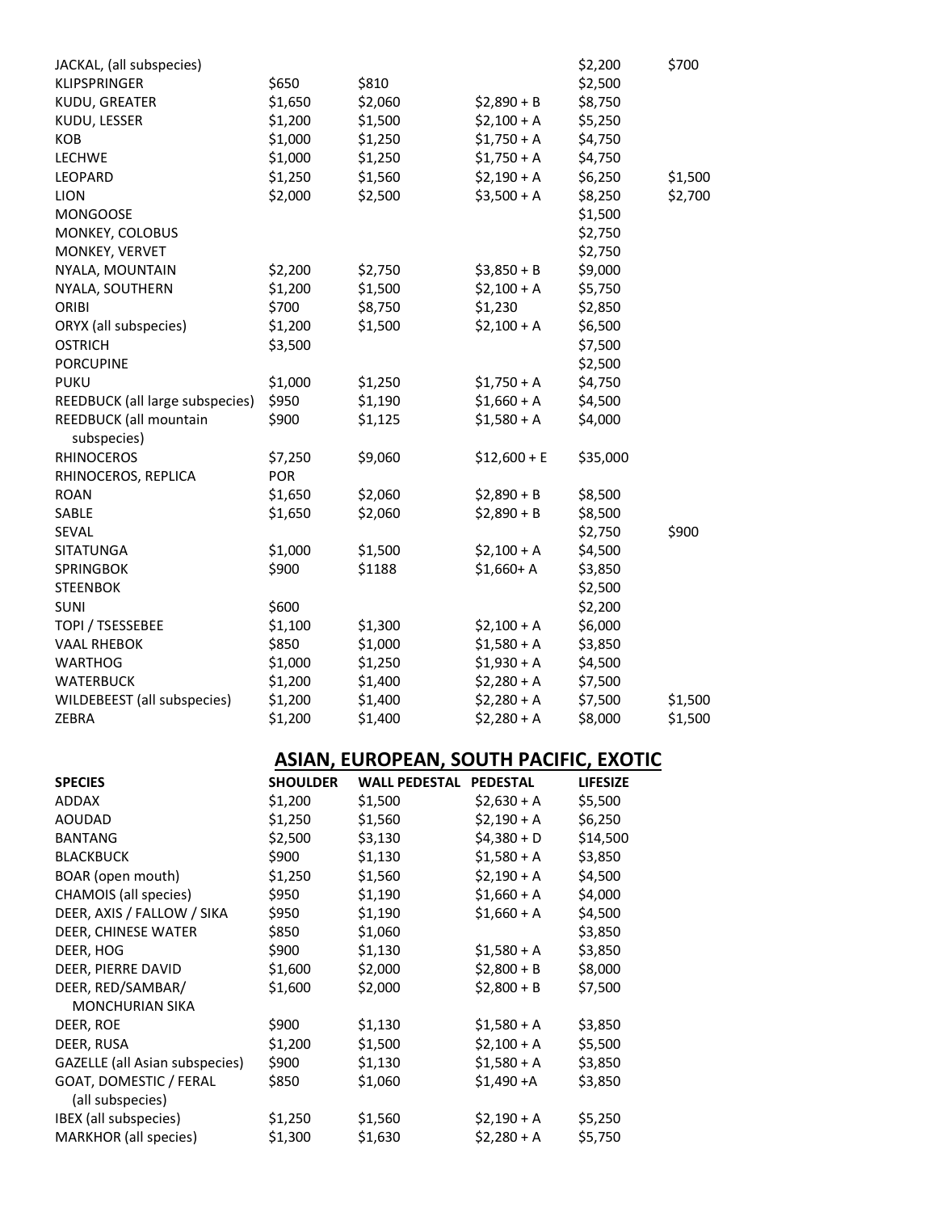| | | | | | |
|---|---|---|---|---|---|
| JACKAL, (all subspecies) | | | | $2,200 | $700 |
| KLIPSPRINGER | $650 | $810 | | $2,500 | |
| KUDU, GREATER | $1,650 | $2,060 | $2,890 + B | $8,750 | |
| KUDU, LESSER | $1,200 | $1,500 | $2,100 + A | $5,250 | |
| KOB | $1,000 | $1,250 | $1,750 + A | $4,750 | |
| LECHWE | $1,000 | $1,250 | $1,750 + A | $4,750 | |
| LEOPARD | $1,250 | $1,560 | $2,190 + A | $6,250 | $1,500 |
| LION | $2,000 | $2,500 | $3,500 + A | $8,250 | $2,700 |
| MONGOOSE | | | | $1,500 | |
| MONKEY, COLOBUS | | | | $2,750 | |
| MONKEY, VERVET | | | | $2,750 | |
| NYALA, MOUNTAIN | $2,200 | $2,750 | $3,850 + B | $9,000 | |
| NYALA, SOUTHERN | $1,200 | $1,500 | $2,100 + A | $5,750 | |
| ORIBI | $700 | $8,750 | $1,230 | $2,850 | |
| ORYX (all subspecies) | $1,200 | $1,500 | $2,100 + A | $6,500 | |
| OSTRICH | $3,500 | | | $7,500 | |
| PORCUPINE | | | | $2,500 | |
| PUKU | $1,000 | $1,250 | $1,750 + A | $4,750 | |
| REEDBUCK (all large subspecies) | $950 | $1,190 | $1,660 + A | $4,500 | |
| REEDBUCK (all mountain subspecies) | $900 | $1,125 | $1,580 + A | $4,000 | |
| RHINOCEROS | $7,250 | $9,060 | $12,600 + E | $35,000 | |
| RHINOCEROS, REPLICA | POR | | | | |
| ROAN | $1,650 | $2,060 | $2,890 + B | $8,500 | |
| SABLE | $1,650 | $2,060 | $2,890 + B | $8,500 | |
| SEVAL | | | | $2,750 | $900 |
| SITATUNGA | $1,000 | $1,500 | $2,100 + A | $4,500 | |
| SPRINGBOK | $900 | $1188 | $1,660+ A | $3,850 | |
| STEENBOK | | | | $2,500 | |
| SUNI | $600 | | | $2,200 | |
| TOPI / TSESSEBEE | $1,100 | $1,300 | $2,100 + A | $6,000 | |
| VAAL RHEBOK | $850 | $1,000 | $1,580 + A | $3,850 | |
| WARTHOG | $1,000 | $1,250 | $1,930 + A | $4,500 | |
| WATERBUCK | $1,200 | $1,400 | $2,280 + A | $7,500 | |
| WILDEBEEST (all subspecies) | $1,200 | $1,400 | $2,280 + A | $7,500 | $1,500 |
| ZEBRA | $1,200 | $1,400 | $2,280 + A | $8,000 | $1,500 |

## ASIAN, EUROPEAN, SOUTH PACIFIC, EXOTIC

| SPECIES | SHOULDER | WALL PEDESTAL | PEDESTAL | LIFESIZE |
|---|---|---|---|---|
| ADDAX | $1,200 | $1,500 | $2,630 + A | $5,500 |
| AOUDAD | $1,250 | $1,560 | $2,190 + A | $6,250 |
| BANTANG | $2,500 | $3,130 | $4,380 + D | $14,500 |
| BLACKBUCK | $900 | $1,130 | $1,580 + A | $3,850 |
| BOAR (open mouth) | $1,250 | $1,560 | $2,190 + A | $4,500 |
| CHAMOIS (all species) | $950 | $1,190 | $1,660 + A | $4,000 |
| DEER, AXIS / FALLOW / SIKA | $950 | $1,190 | $1,660 + A | $4,500 |
| DEER, CHINESE WATER | $850 | $1,060 | | $3,850 |
| DEER, HOG | $900 | $1,130 | $1,580 + A | $3,850 |
| DEER, PIERRE DAVID | $1,600 | $2,000 | $2,800 + B | $8,000 |
| DEER, RED/SAMBAR/ MONCHURIAN SIKA | $1,600 | $2,000 | $2,800 + B | $7,500 |
| DEER, ROE | $900 | $1,130 | $1,580 + A | $3,850 |
| DEER, RUSA | $1,200 | $1,500 | $2,100 + A | $5,500 |
| GAZELLE (all Asian subspecies) | $900 | $1,130 | $1,580 + A | $3,850 |
| GOAT, DOMESTIC / FERAL (all subspecies) | $850 | $1,060 | $1,490 +A | $3,850 |
| IBEX (all subspecies) | $1,250 | $1,560 | $2,190 + A | $5,250 |
| MARKHOR (all species) | $1,300 | $1,630 | $2,280 + A | $5,750 |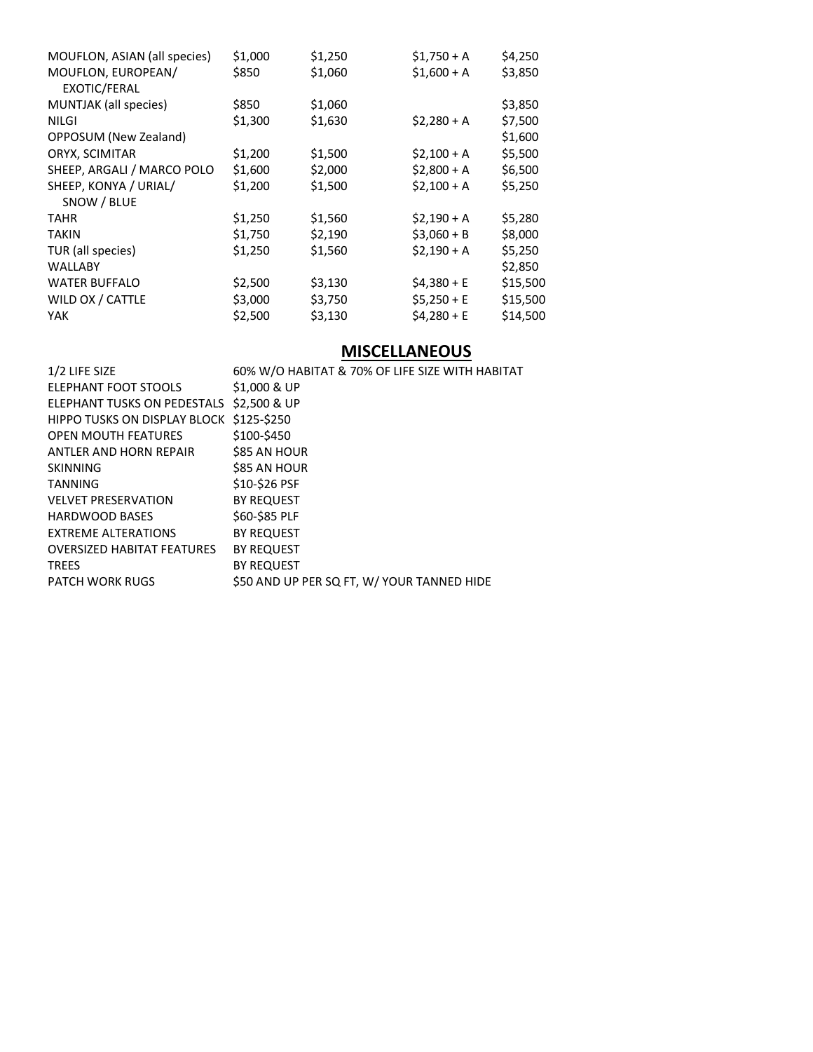| | | | | |
|---|---|---|---|---|
| MOUFLON, ASIAN (all species) | $1,000 | $1,250 | $1,750 + A | $4,250 |
| MOUFLON, EUROPEAN/ EXOTIC/FERAL | $850 | $1,060 | $1,600 + A | $3,850 |
| MUNTJAK (all species) | $850 | $1,060 | | $3,850 |
| NILGI | $1,300 | $1,630 | $2,280 + A | $7,500 |
| OPPOSUM (New Zealand) | | | | $1,600 |
| ORYX, SCIMITAR | $1,200 | $1,500 | $2,100 + A | $5,500 |
| SHEEP, ARGALI / MARCO POLO | $1,600 | $2,000 | $2,800 + A | $6,500 |
| SHEEP, KONYA / URIAL/ SNOW / BLUE | $1,200 | $1,500 | $2,100 + A | $5,250 |
| TAHR | $1,250 | $1,560 | $2,190 + A | $5,280 |
| TAKIN | $1,750 | $2,190 | $3,060 + B | $8,000 |
| TUR (all species) | $1,250 | $1,560 | $2,190 + A | $5,250 |
| WALLABY | | | | $2,850 |
| WATER BUFFALO | $2,500 | $3,130 | $4,380 + E | $15,500 |
| WILD OX / CATTLE | $3,000 | $3,750 | $5,250 + E | $15,500 |
| YAK | $2,500 | $3,130 | $4,280 + E | $14,500 |

## MISCELLANEOUS

| | |
|---|---|
| 1/2 LIFE SIZE | 60% W/O HABITAT & 70% OF LIFE SIZE WITH HABITAT |
| ELEPHANT FOOT STOOLS | $1,000 & UP |
| ELEPHANT TUSKS ON PEDESTALS | $2,500 & UP |
| HIPPO TUSKS ON DISPLAY BLOCK | $125-$250 |
| OPEN MOUTH FEATURES | $100-$450 |
| ANTLER AND HORN REPAIR | $85 AN HOUR |
| SKINNING | $85 AN HOUR |
| TANNING | $10-$26 PSF |
| VELVET PRESERVATION | BY REQUEST |
| HARDWOOD BASES | $60-$85 PLF |
| EXTREME ALTERATIONS | BY REQUEST |
| OVERSIZED HABITAT FEATURES | BY REQUEST |
| TREES | BY REQUEST |
| PATCH WORK RUGS | $50 AND UP PER SQ FT, W/ YOUR TANNED HIDE |